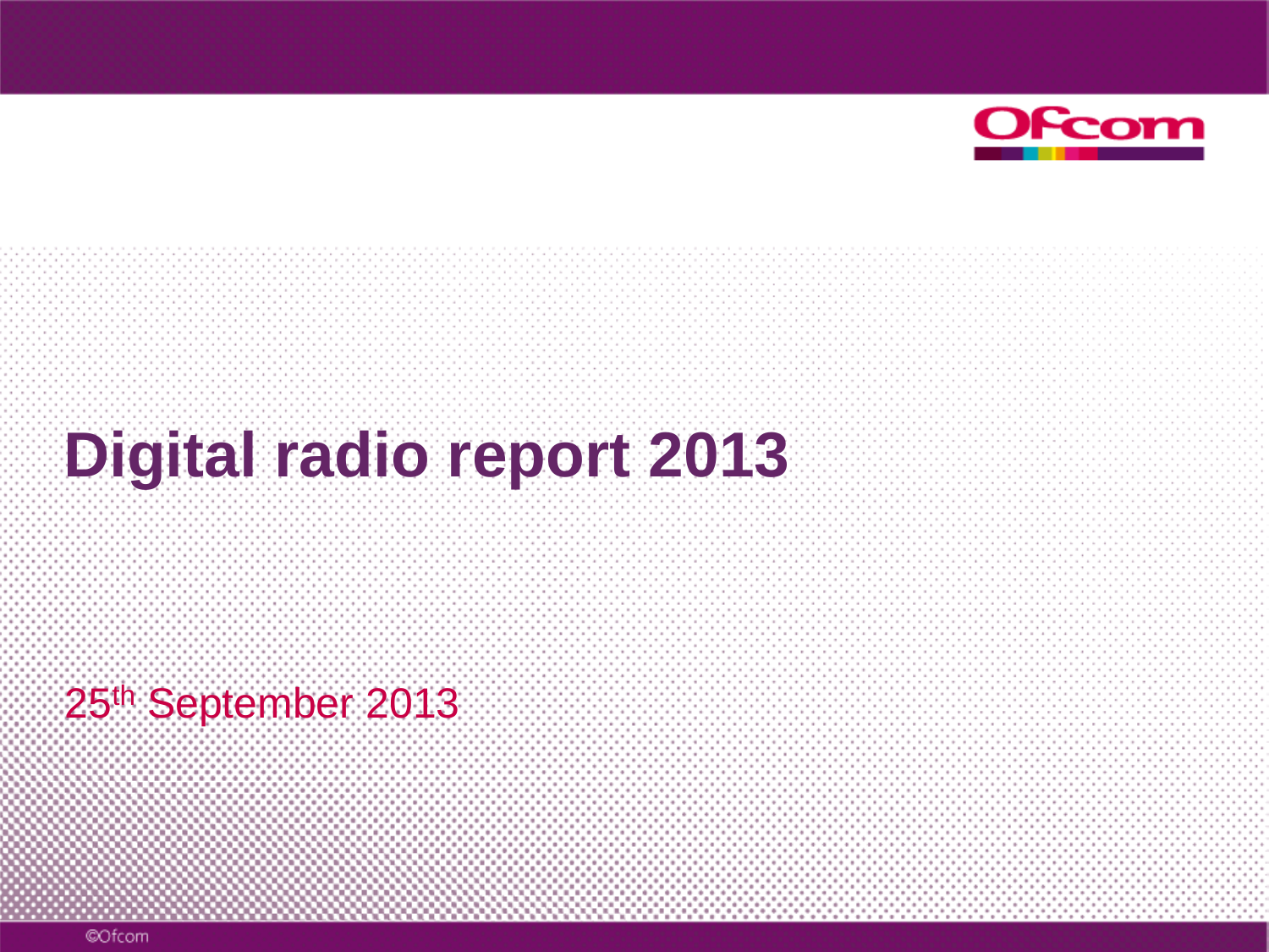# Digital radio report 2013

25th September 2013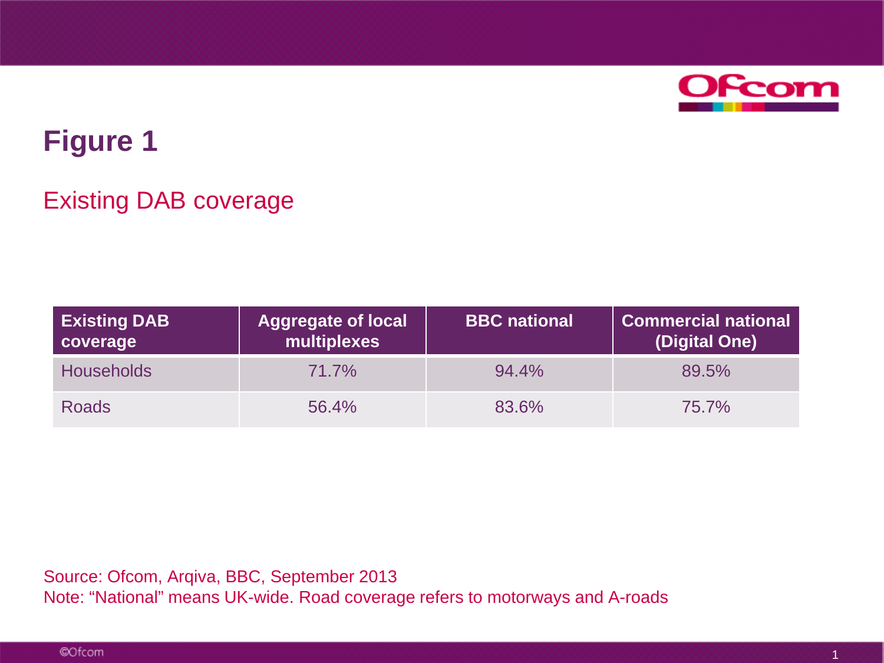# Figure 1

## Existing DAB coverage

| Existing DAB coverage | Aggregate of local multiplexes | BBC national | Commercial national (Digital One) |
|---|---|---|---|
| Households | 71.7% | 94.4% | 89.5% |
| Roads | 56.4% | 83.6% | 75.7% |

Source: Ofcom, Arqiva, BBC, September 2013
Note: “National” means UK-wide. Road coverage refers to motorways and A-roads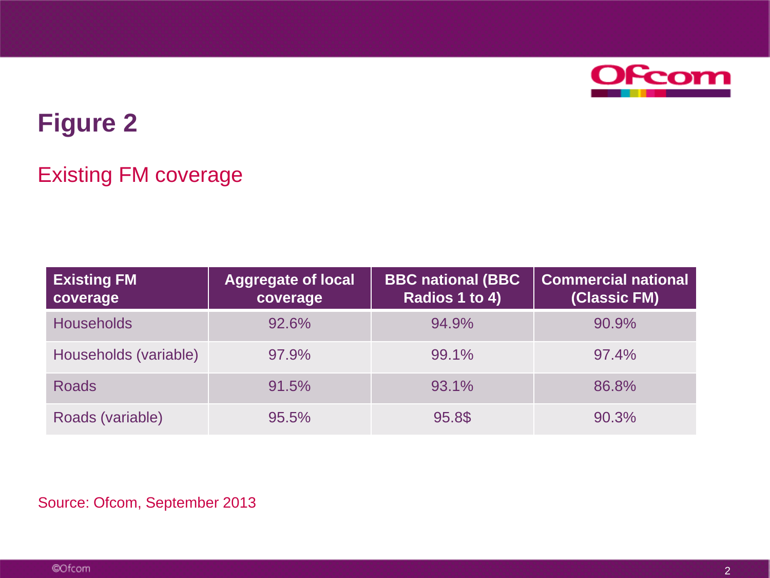# Figure 2

## Existing FM coverage

| Existing FM coverage | Aggregate of local coverage | BBC national (BBC Radios 1 to 4) | Commercial national (Classic FM) |
|---|---|---|---|
| Households | 92.6% | 94.9% | 90.9% |
| Households (variable) | 97.9% | 99.1% | 97.4% |
| Roads | 91.5% | 93.1% | 86.8% |
| Roads (variable) | 95.5% | 95.8$ | 90.3% |

Source: Ofcom, September 2013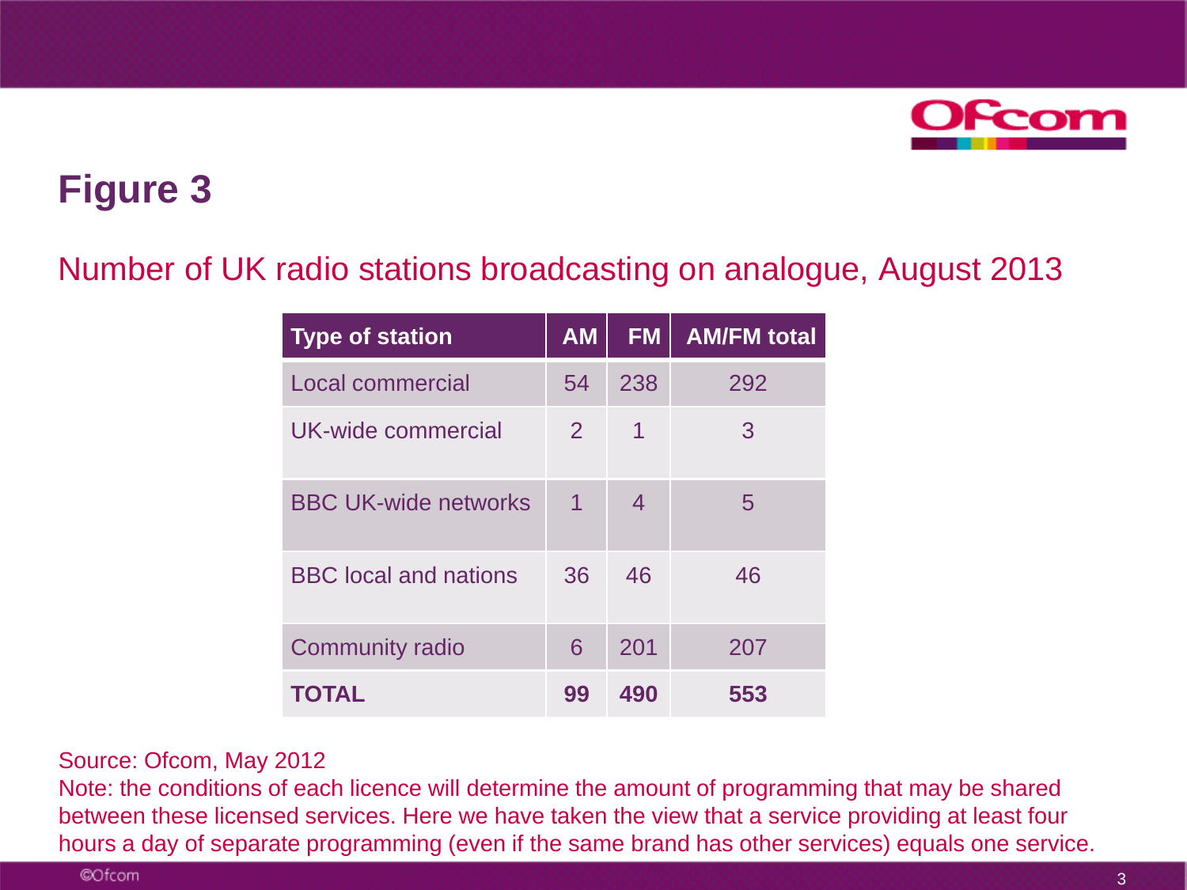# Figure 3

## Number of UK radio stations broadcasting on analogue, August 2013

| Type of station | AM | FM | AM/FM total |
|---|---|---|---|
| Local commercial | 54 | 238 | 292 |
| UK-wide commercial | 2 | 1 | 3 |
| BBC UK-wide networks | 1 | 4 | 5 |
| BBC local and nations | 36 | 46 | 46 |
| Community radio | 6 | 201 | 207 |
| **TOTAL** | **99** | **490** | **553** |

Source: Ofcom, May 2012

Note: the conditions of each licence will determine the amount of programming that may be shared between these licensed services. Here we have taken the view that a service providing at least four hours a day of separate programming (even if the same brand has other services) equals one service.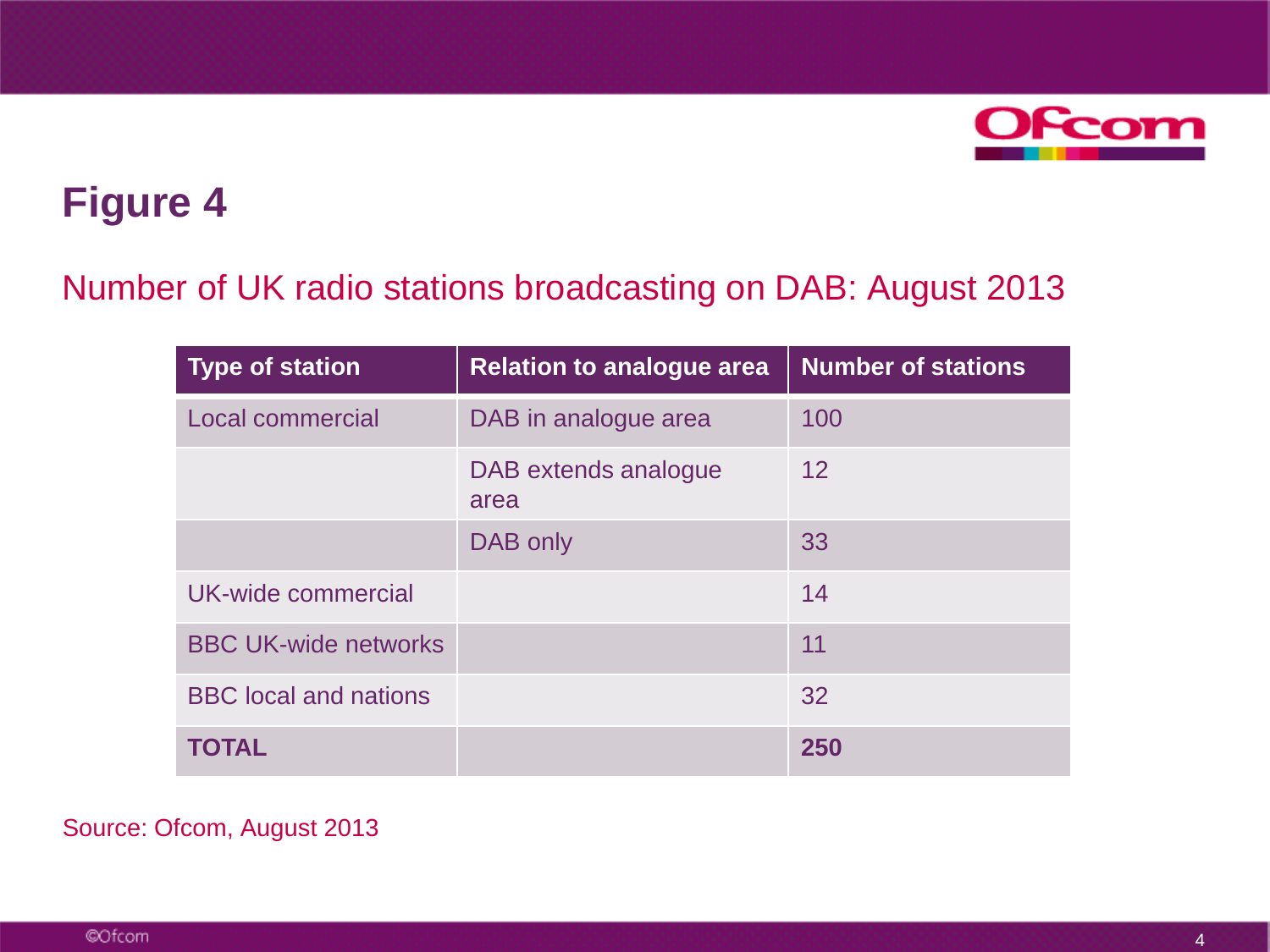# Figure 4

## Number of UK radio stations broadcasting on DAB: August 2013

| Type of station | Relation to analogue area | Number of stations |
| --- | --- | --- |
| Local commercial | DAB in analogue area | 100 |
| | DAB extends analogue area | 12 |
| | DAB only | 33 |
| UK-wide commercial | | 14 |
| BBC UK-wide networks | | 11 |
| BBC local and nations | | 32 |
| **TOTAL** | | **250** |

Source: Ofcom, August 2013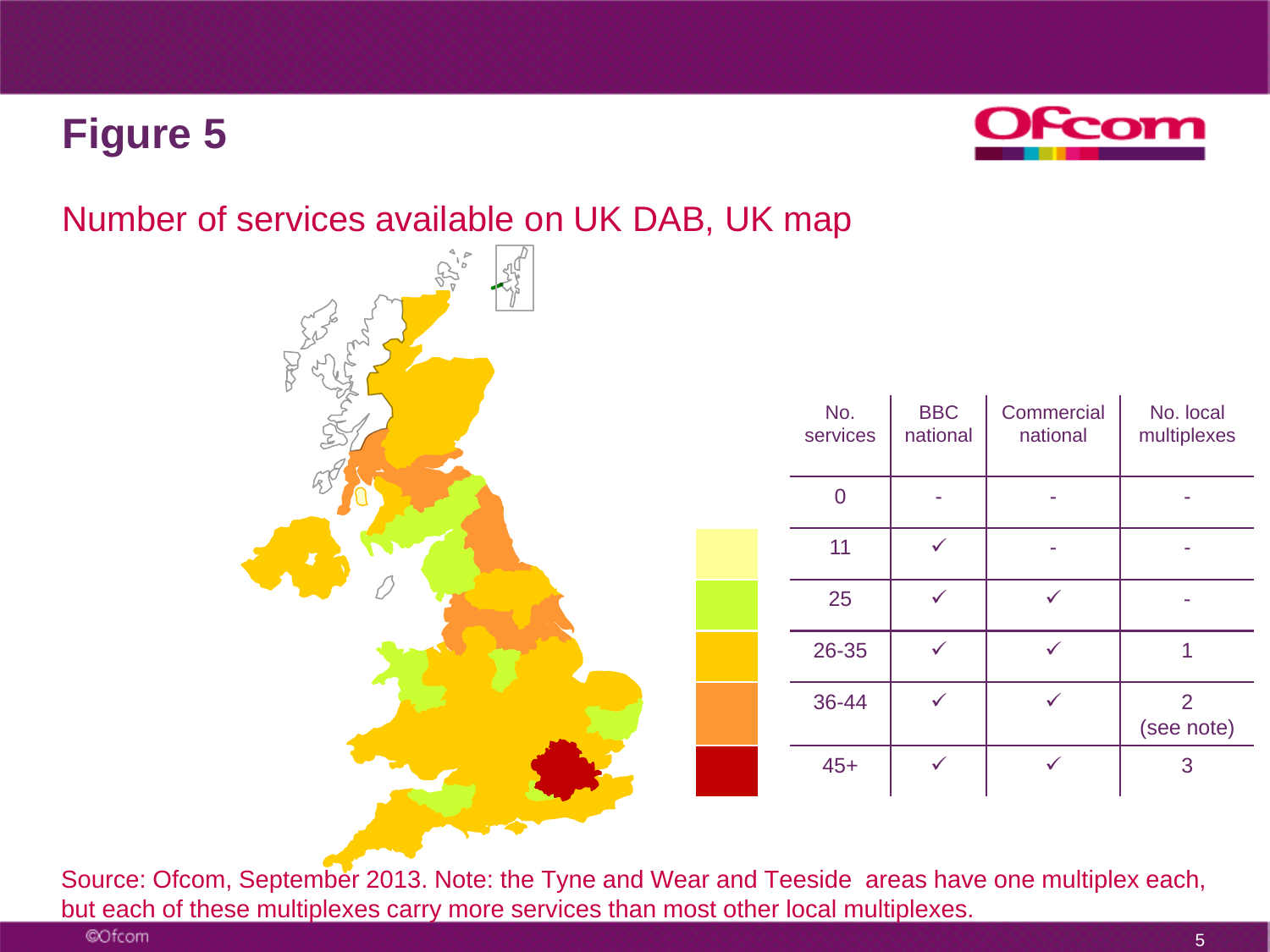# Figure 5

## Number of services available on UK DAB, UK map

| No. services | BBC national | Commercial national | No. local multiplexes |
|---|---|---|---|
| 0 | - | - | - |
| 11 | ✓ | - | - |
| 25 | ✓ | ✓ | - |
| 26-35 | ✓ | ✓ | 1 |
| 36-44 | ✓ | ✓ | 2 (see note) |
| 45+ | ✓ | ✓ | 3 |

Source: Ofcom, September 2013. Note: the Tyne and Wear and Teeside areas have one multiplex each, but each of these multiplexes carry more services than most other local multiplexes.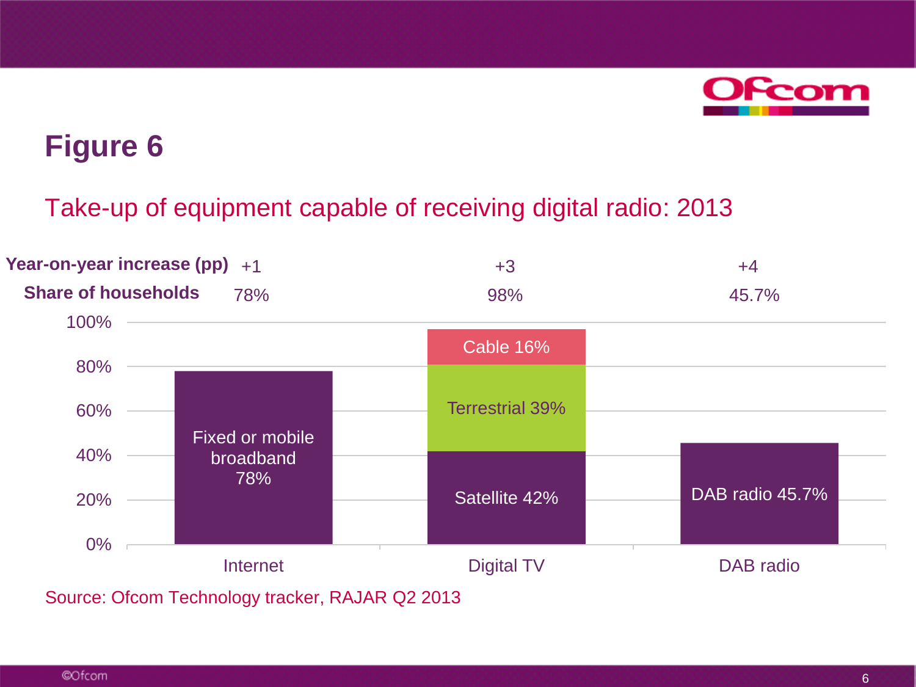# Figure 6

## Take-up of equipment capable of receiving digital radio: 2013

| | Internet | Digital TV | DAB radio |
|---|---|---|---|
| **Year-on-year increase (pp)** | +1 | +3 | +4 |
| **Share of households** | 78% | 98% | 45.7% |

| Category | Component | Share |
|---|---|---|
| Internet | Fixed or mobile broadband | 78% |
| Digital TV | Satellite | 42% |
| Digital TV | Terrestrial | 39% |
| Digital TV | Cable | 16% |
| DAB radio | DAB radio | 45.7% |

Source: Ofcom Technology tracker, RAJAR Q2 2013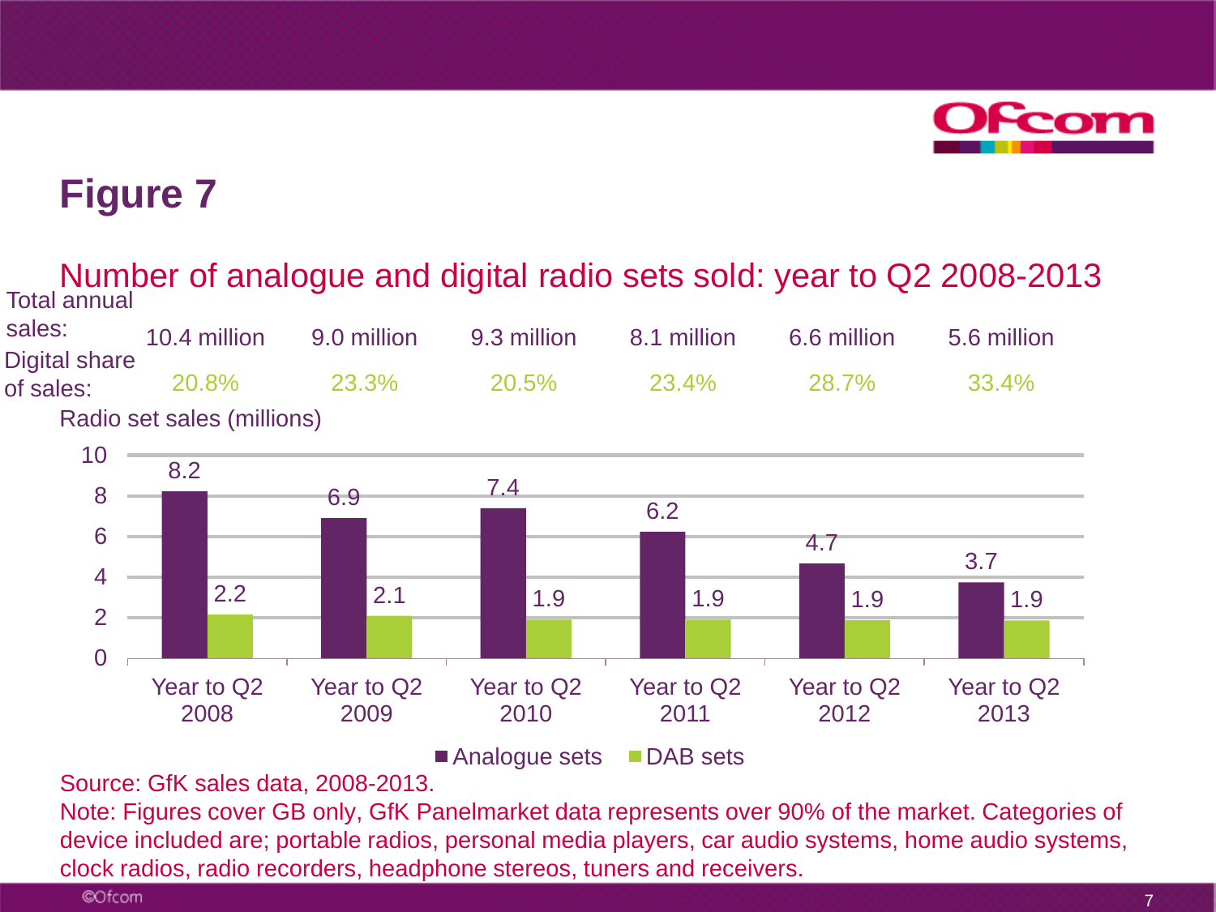# Figure 7

## Number of analogue and digital radio sets sold: year to Q2 2008-2013

| | Year to Q2 2008 | Year to Q2 2009 | Year to Q2 2010 | Year to Q2 2011 | Year to Q2 2012 | Year to Q2 2013 |
|---|---|---|---|---|---|---|
| Total annual sales: | 10.4 million | 9.0 million | 9.3 million | 8.1 million | 6.6 million | 5.6 million |
| Digital share of sales: | 20.8% | 23.3% | 20.5% | 23.4% | 28.7% | 33.4% |

Radio set sales (millions)

| | Year to Q2 2008 | Year to Q2 2009 | Year to Q2 2010 | Year to Q2 2011 | Year to Q2 2012 | Year to Q2 2013 |
|---|---|---|---|---|---|---|
| Analogue sets | 8.2 | 6.9 | 7.4 | 6.2 | 4.7 | 3.7 |
| DAB sets | 2.2 | 2.1 | 1.9 | 1.9 | 1.9 | 1.9 |

Source: GfK sales data, 2008-2013.

Note: Figures cover GB only, GfK Panelmarket data represents over 90% of the market. Categories of device included are; portable radios, personal media players, car audio systems, home audio systems, clock radios, radio recorders, headphone stereos, tuners and receivers.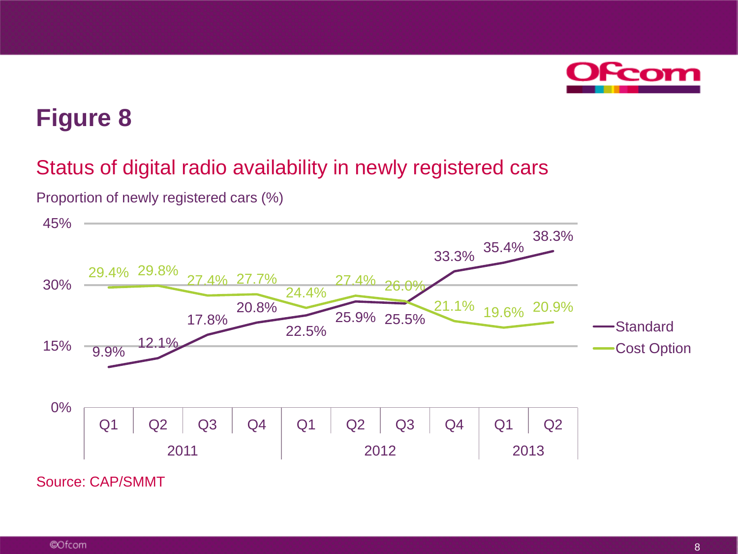# Figure 8

## Status of digital radio availability in newly registered cars

Proportion of newly registered cars (%)

| Year | Quarter | Standard | Cost Option |
|---|---|---|---|
| 2011 | Q1 | 9.9% | 29.4% |
| 2011 | Q2 | 12.1% | 29.8% |
| 2011 | Q3 | 17.8% | 27.4% |
| 2011 | Q4 | 20.8% | 27.7% |
| 2012 | Q1 | 22.5% | 24.4% |
| 2012 | Q2 | 25.9% | 27.4% |
| 2012 | Q3 | 25.5% | 26.0% |
| 2012 | Q4 | 33.3% | 21.1% |
| 2013 | Q1 | 35.4% | 19.6% |
| 2013 | Q2 | 38.3% | 20.9% |

Source: CAP/SMMT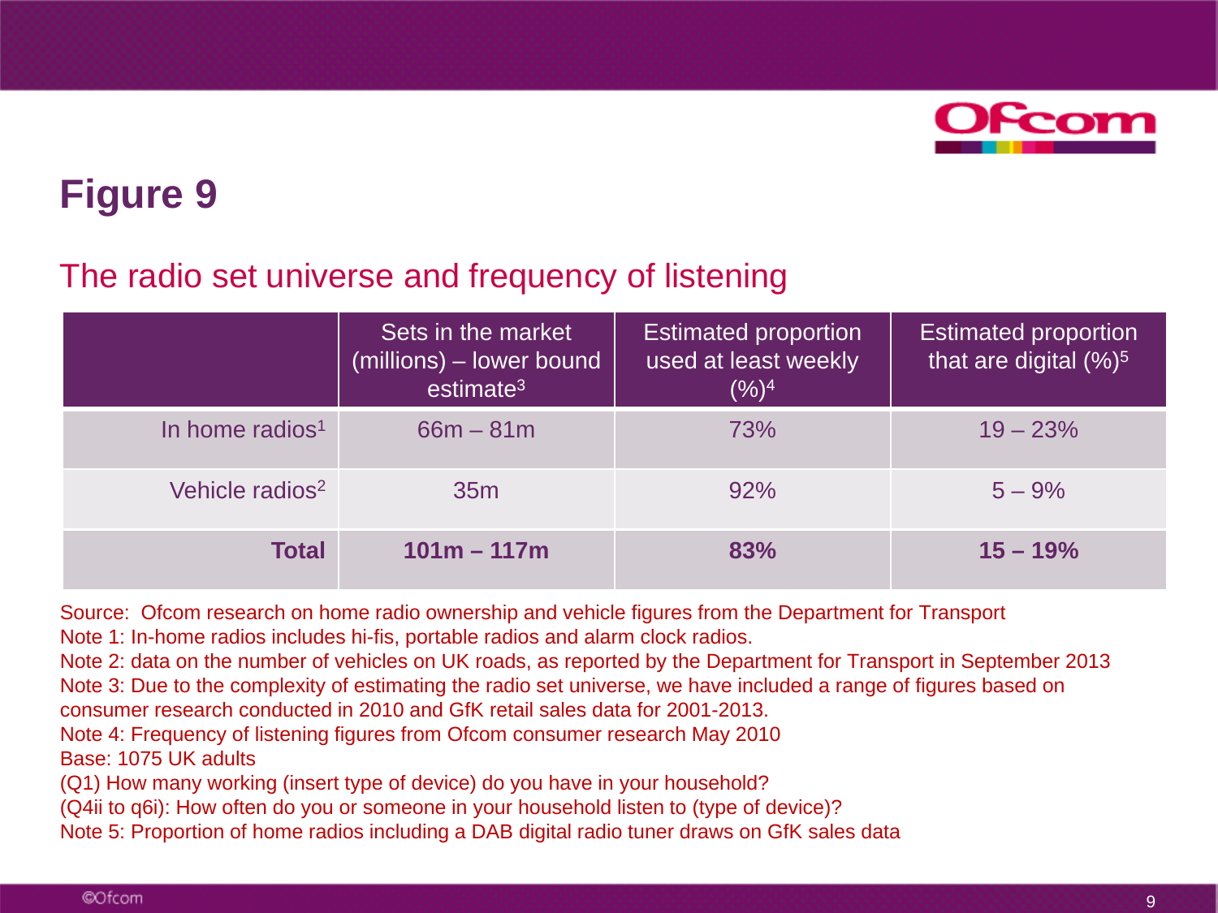# Figure 9

## The radio set universe and frequency of listening

| | Sets in the market (millions) – lower bound estimate[3] | Estimated proportion used at least weekly (%)[4] | Estimated proportion that are digital (%)[5] |
|---|---|---|---|
| In home radios[1] | 66m – 81m | 73% | 19 – 23% |
| Vehicle radios[2] | 35m | 92% | 5 – 9% |
| **Total** | **101m – 117m** | **83%** | **15 – 19%** |

Source: Ofcom research on home radio ownership and vehicle figures from the Department for Transport
Note 1: In-home radios includes hi-fis, portable radios and alarm clock radios.
Note 2: data on the number of vehicles on UK roads, as reported by the Department for Transport in September 2013
Note 3: Due to the complexity of estimating the radio set universe, we have included a range of figures based on consumer research conducted in 2010 and GfK retail sales data for 2001-2013.
Note 4: Frequency of listening figures from Ofcom consumer research May 2010
Base: 1075 UK adults
(Q1) How many working (insert type of device) do you have in your household?
(Q4ii to q6i): How often do you or someone in your household listen to (type of device)?
Note 5: Proportion of home radios including a DAB digital radio tuner draws on GfK sales data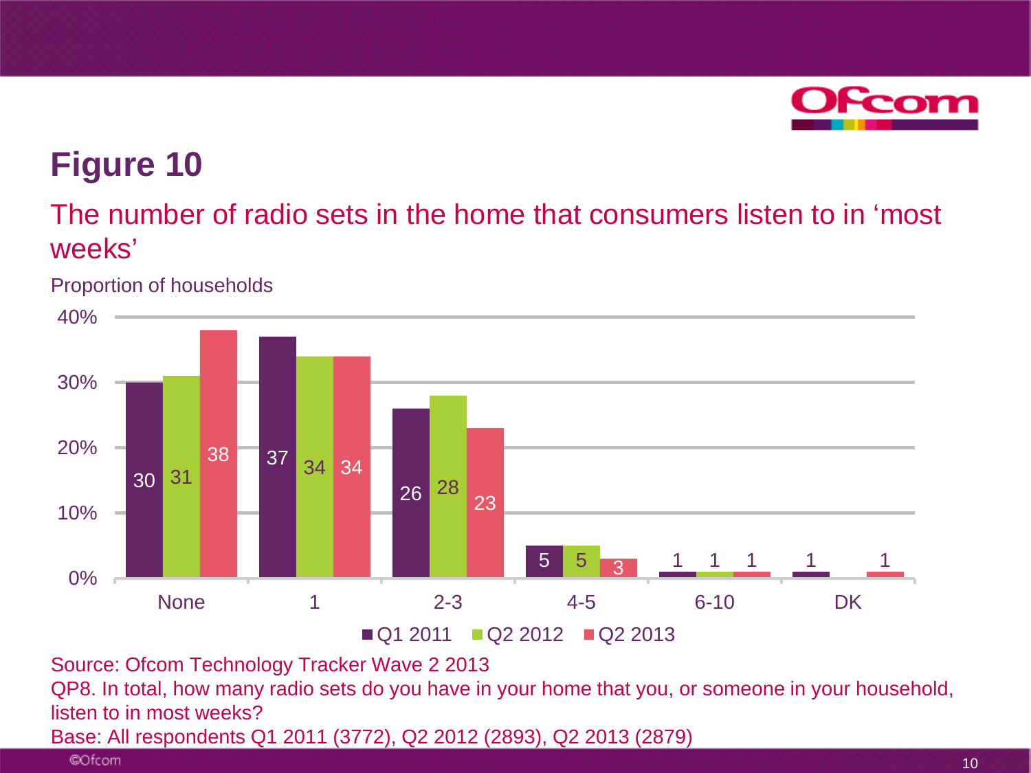# Figure 10

## The number of radio sets in the home that consumers listen to in 'most weeks'

Proportion of households

| | None | 1 | 2-3 | 4-5 | 6-10 | DK |
|---|---|---|---|---|---|---|
| Q1 2011 | 30 | 37 | 26 | 5 | 1 | 1 |
| Q2 2012 | 31 | 34 | 28 | 5 | 1 | |
| Q2 2013 | 38 | 34 | 23 | 3 | 1 | 1 |

Source: Ofcom Technology Tracker Wave 2 2013

QP8. In total, how many radio sets do you have in your home that you, or someone in your household, listen to in most weeks?

Base: All respondents Q1 2011 (3772), Q2 2012 (2893), Q2 2013 (2879)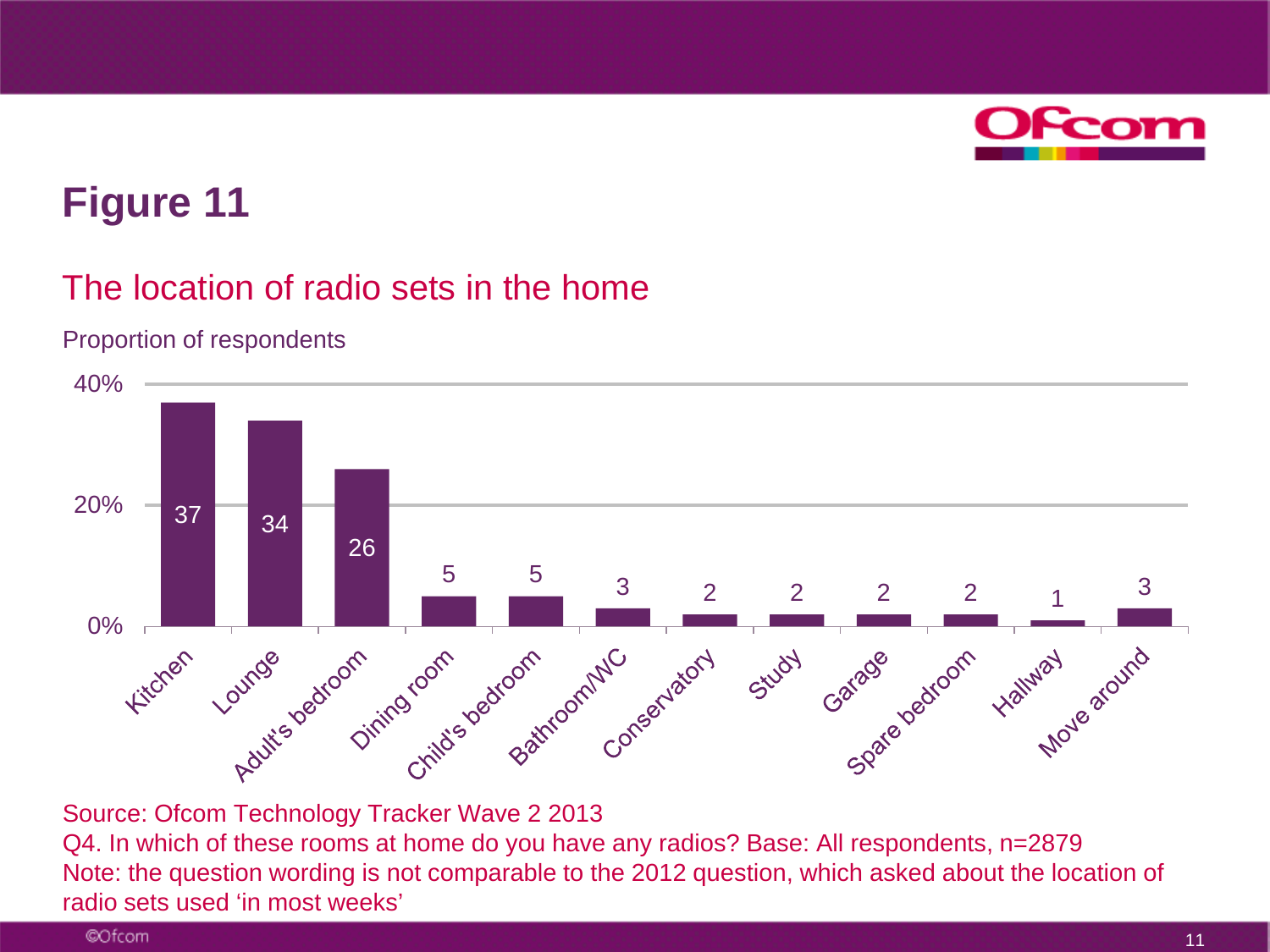# Figure 11

## The location of radio sets in the home

Proportion of respondents

| Location | % |
| --- | --- |
| Kitchen | 37 |
| Lounge | 34 |
| Adult's bedroom | 26 |
| Dining room | 5 |
| Child's bedroom | 5 |
| Bathroom/WC | 3 |
| Conservatory | 2 |
| Study | 2 |
| Garage | 2 |
| Spare bedroom | 2 |
| Hallway | 1 |
| Move around | 3 |

Source: Ofcom Technology Tracker Wave 2 2013
Q4. In which of these rooms at home do you have any radios? Base: All respondents, n=2879
Note: the question wording is not comparable to the 2012 question, which asked about the location of radio sets used 'in most weeks'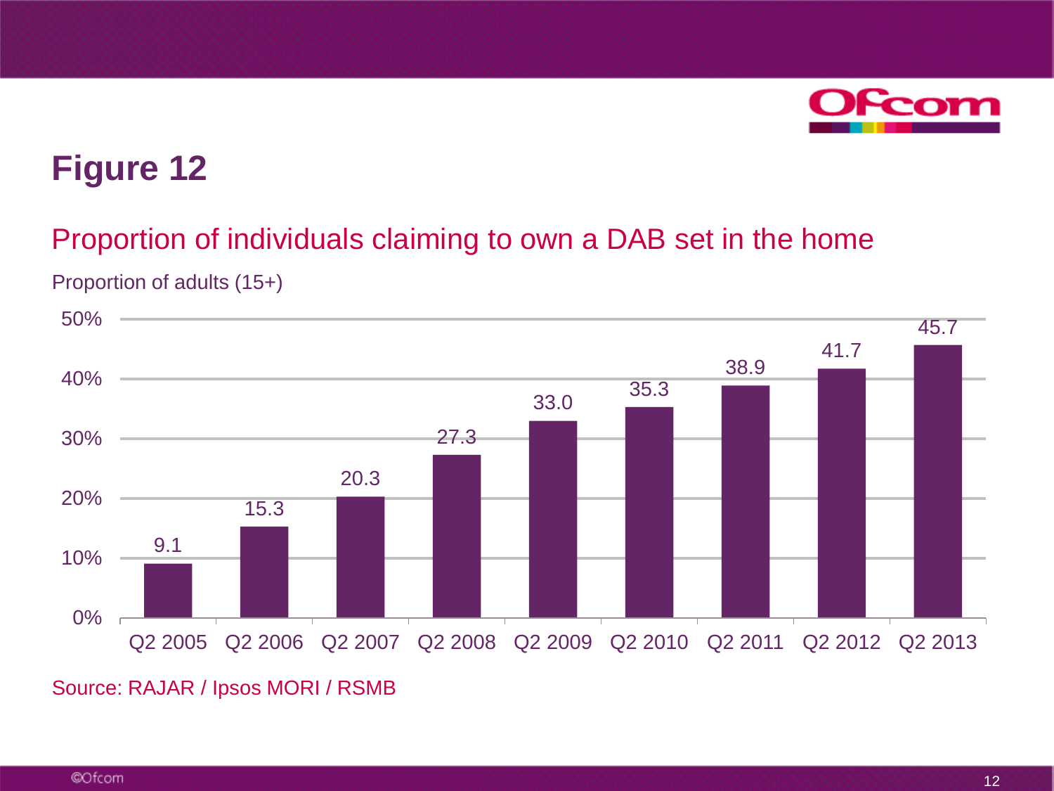# Figure 12

## Proportion of individuals claiming to own a DAB set in the home

Proportion of adults (15+)

| | Q2 2005 | Q2 2006 | Q2 2007 | Q2 2008 | Q2 2009 | Q2 2010 | Q2 2011 | Q2 2012 | Q2 2013 |
|---|---|---|---|---|---|---|---|---|---|
| % | 9.1 | 15.3 | 20.3 | 27.3 | 33.0 | 35.3 | 38.9 | 41.7 | 45.7 |

Source: RAJAR / Ipsos MORI / RSMB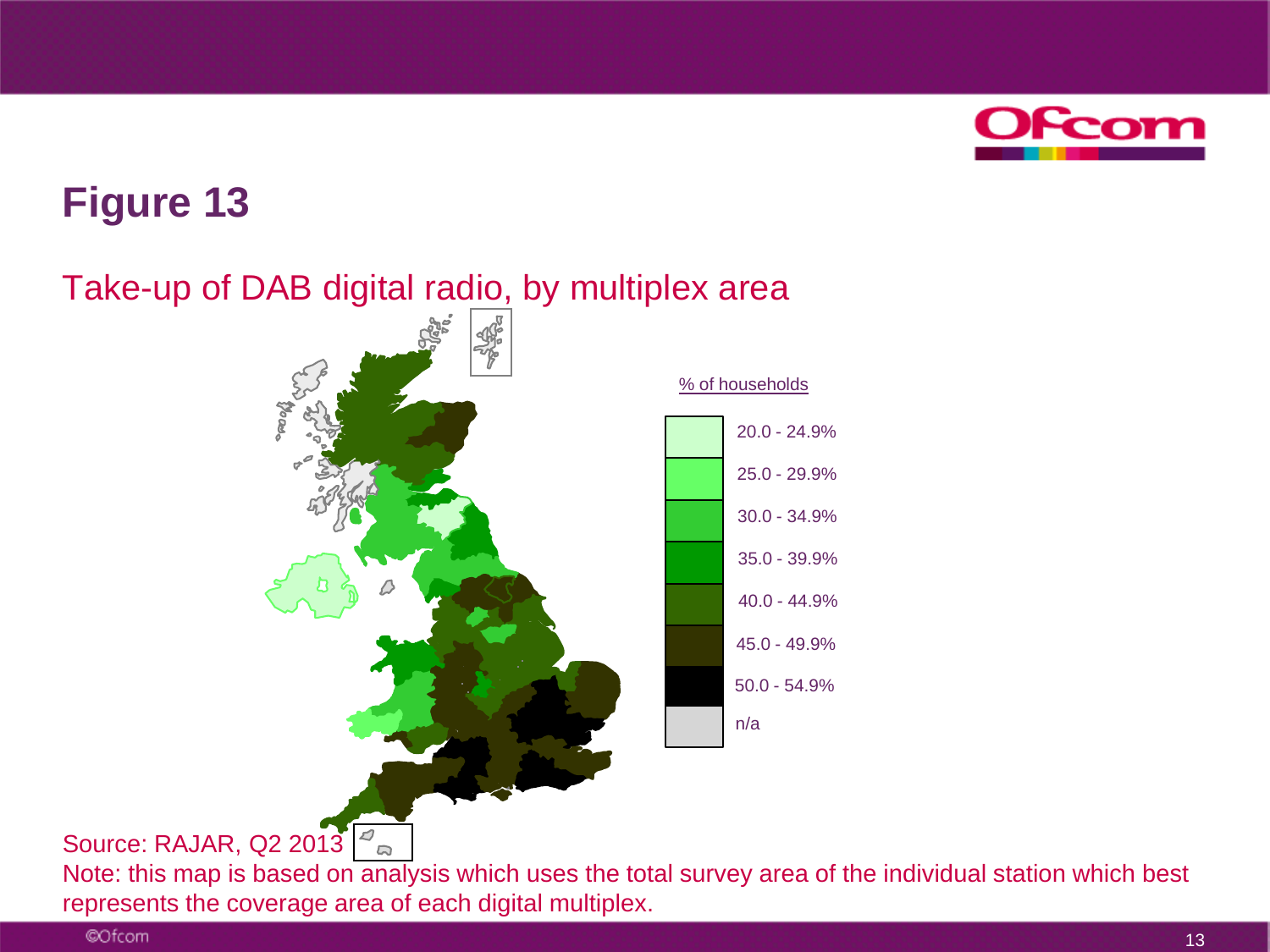# Figure 13

## Take-up of DAB digital radio, by multiplex area

% of households

| |
|---|
| 20.0 - 24.9% |
| 25.0 - 29.9% |
| 30.0 - 34.9% |
| 35.0 - 39.9% |
| 40.0 - 44.9% |
| 45.0 - 49.9% |
| 50.0 - 54.9% |
| n/a |

Source: RAJAR, Q2 2013

Note: this map is based on analysis which uses the total survey area of the individual station which best represents the coverage area of each digital multiplex.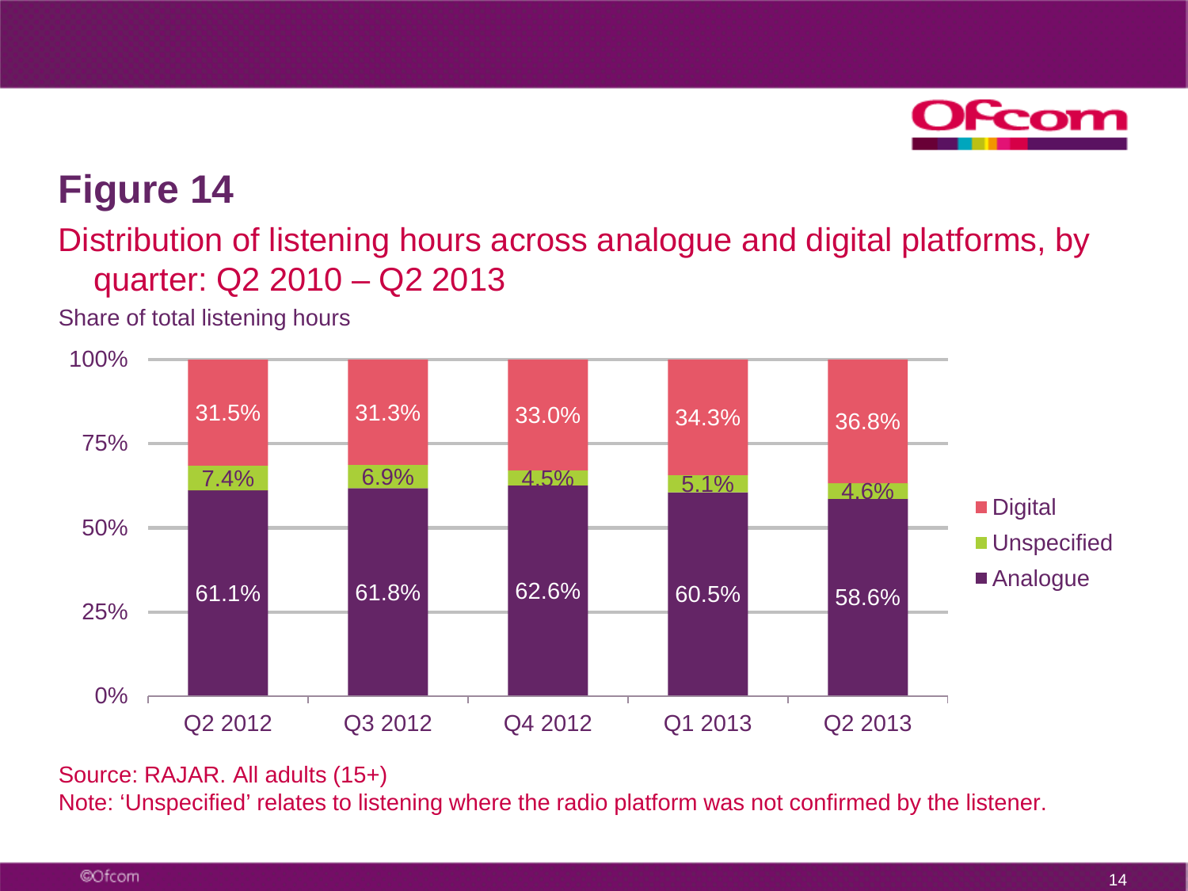# Figure 14

## Distribution of listening hours across analogue and digital platforms, by quarter: Q2 2010 – Q2 2013

Share of total listening hours

| | Q2 2012 | Q3 2012 | Q4 2012 | Q1 2013 | Q2 2013 |
|---|---|---|---|---|---|
| Digital | 31.5% | 31.3% | 33.0% | 34.3% | 36.8% |
| Unspecified | 7.4% | 6.9% | 4.5% | 5.1% | 4.6% |
| Analogue | 61.1% | 61.8% | 62.6% | 60.5% | 58.6% |

Source: RAJAR. All adults (15+)

Note: 'Unspecified' relates to listening where the radio platform was not confirmed by the listener.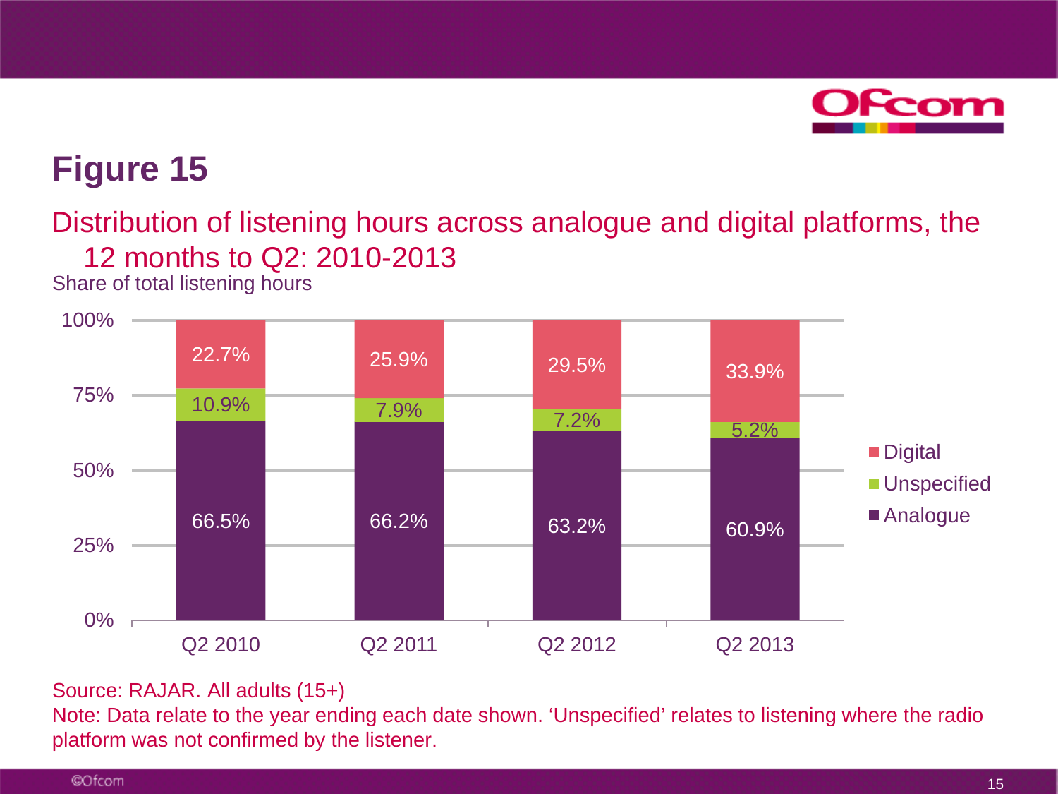# Figure 15

## Distribution of listening hours across analogue and digital platforms, the 12 months to Q2: 2010-2013

Share of total listening hours

| | Q2 2010 | Q2 2011 | Q2 2012 | Q2 2013 |
|---|---|---|---|---|
| Digital | 22.7% | 25.9% | 29.5% | 33.9% |
| Unspecified | 10.9% | 7.9% | 7.2% | 5.2% |
| Analogue | 66.5% | 66.2% | 63.2% | 60.9% |

Source: RAJAR. All adults (15+)

Note: Data relate to the year ending each date shown. ‘Unspecified’ relates to listening where the radio platform was not confirmed by the listener.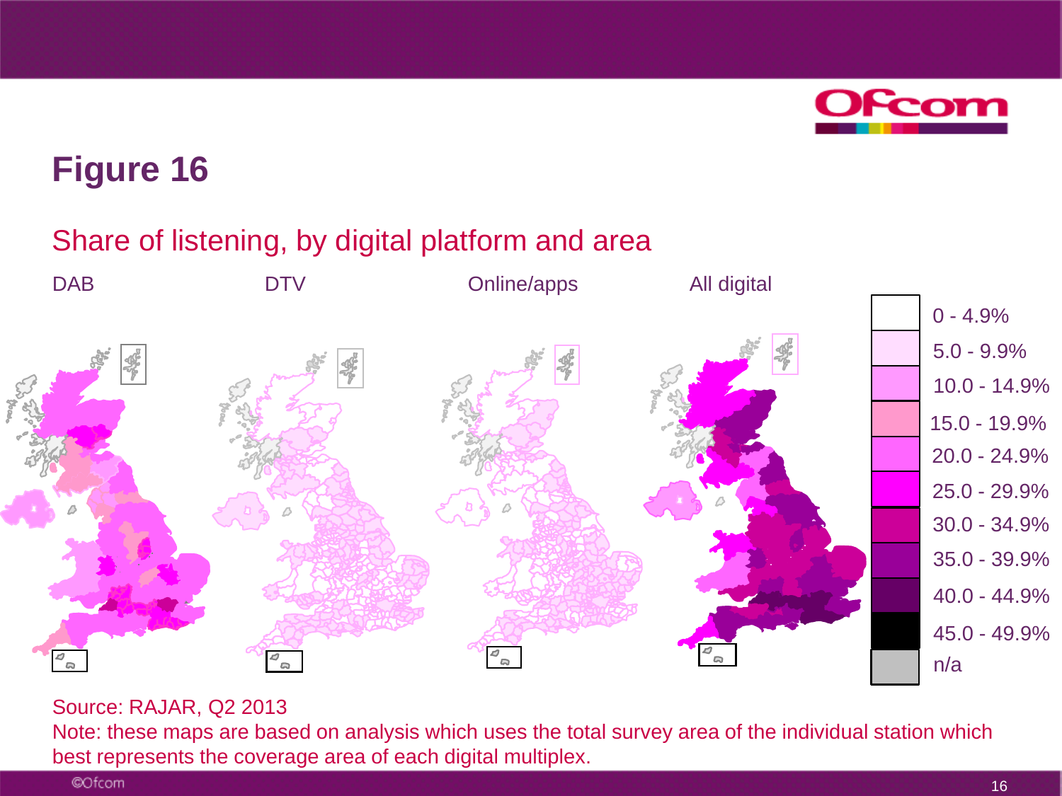# Figure 16

## Share of listening, by digital platform and area

DAB | DTV | Online/apps | All digital

| Legend |
|---|
| 0 - 4.9% |
| 5.0 - 9.9% |
| 10.0 - 14.9% |
| 15.0 - 19.9% |
| 20.0 - 24.9% |
| 25.0 - 29.9% |
| 30.0 - 34.9% |
| 35.0 - 39.9% |
| 40.0 - 44.9% |
| 45.0 - 49.9% |
| n/a |

Source: RAJAR, Q2 2013

Note: these maps are based on analysis which uses the total survey area of the individual station which best represents the coverage area of each digital multiplex.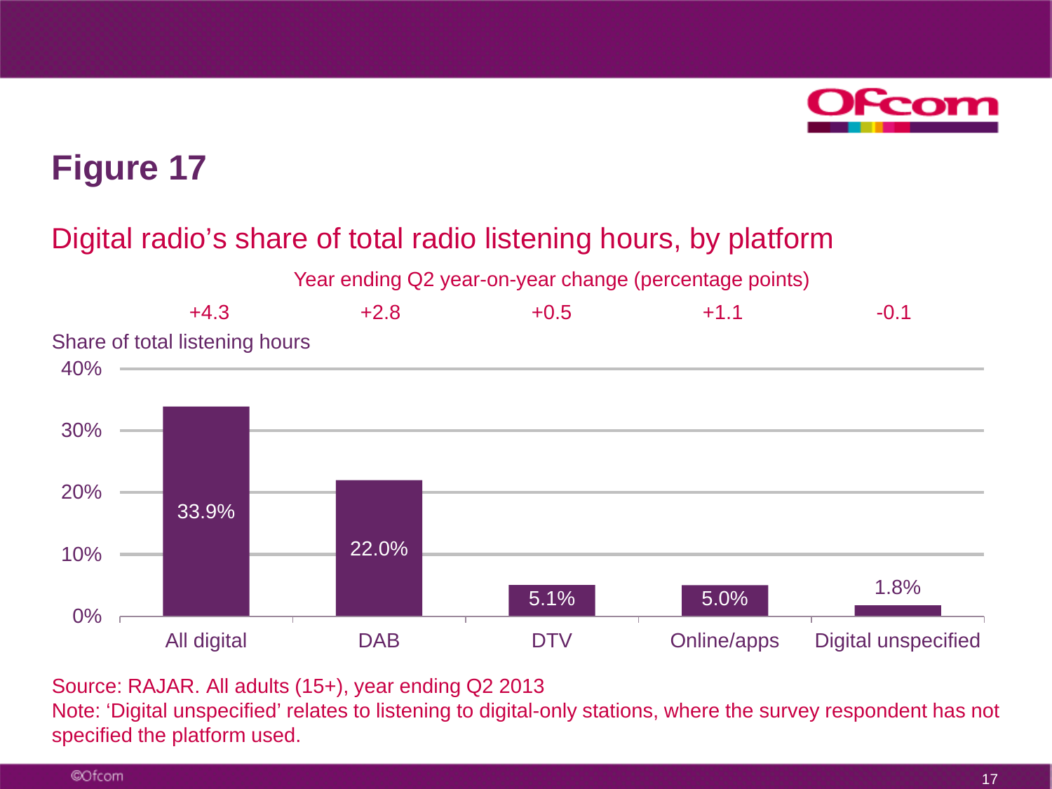# Figure 17

## Digital radio's share of total radio listening hours, by platform

Year ending Q2 year-on-year change (percentage points)

| Platform | Share of total listening hours | Year-on-year change (percentage points) |
| --- | --- | --- |
| All digital | 33.9% | +4.3 |
| DAB | 22.0% | +2.8 |
| DTV | 5.1% | +0.5 |
| Online/apps | 5.0% | +1.1 |
| Digital unspecified | 1.8% | -0.1 |

Source: RAJAR. All adults (15+), year ending Q2 2013

Note: 'Digital unspecified' relates to listening to digital-only stations, where the survey respondent has not specified the platform used.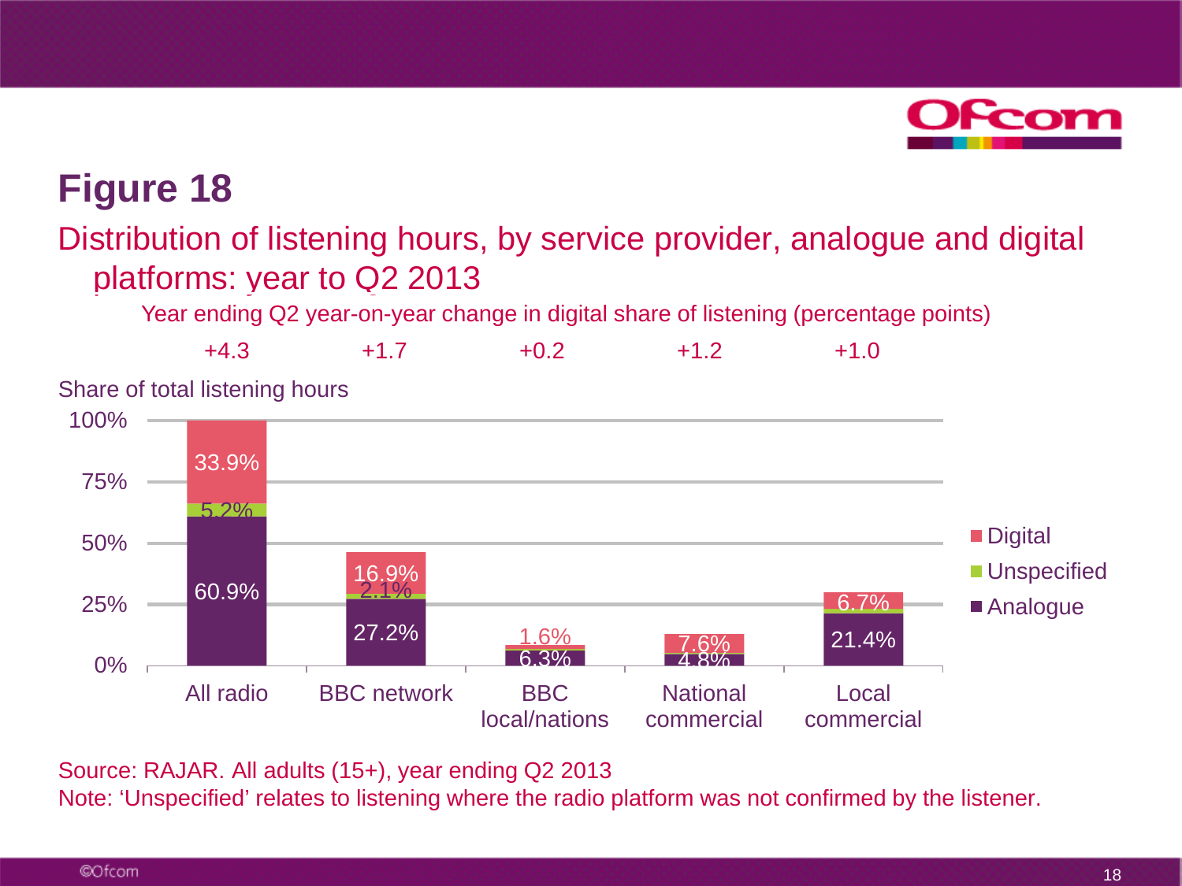# Figure 18

## Distribution of listening hours, by service provider, analogue and digital platforms: year to Q2 2013

Year ending Q2 year-on-year change in digital share of listening (percentage points)

| | All radio | BBC network | BBC local/nations | National commercial | Local commercial |
|---|---|---|---|---|---|
| Year-on-year change in digital share (pp) | +4.3 | +1.7 | +0.2 | +1.2 | +1.0 |
| Digital | 33.9% | 16.9% | 1.6% | 7.6% | 6.7% |
| Unspecified | 5.2% | 2.1% | | | |
| Analogue | 60.9% | 27.2% | 6.3% | 4.8% | 21.4% |

Share of total listening hours

Source: RAJAR. All adults (15+), year ending Q2 2013

Note: 'Unspecified' relates to listening where the radio platform was not confirmed by the listener.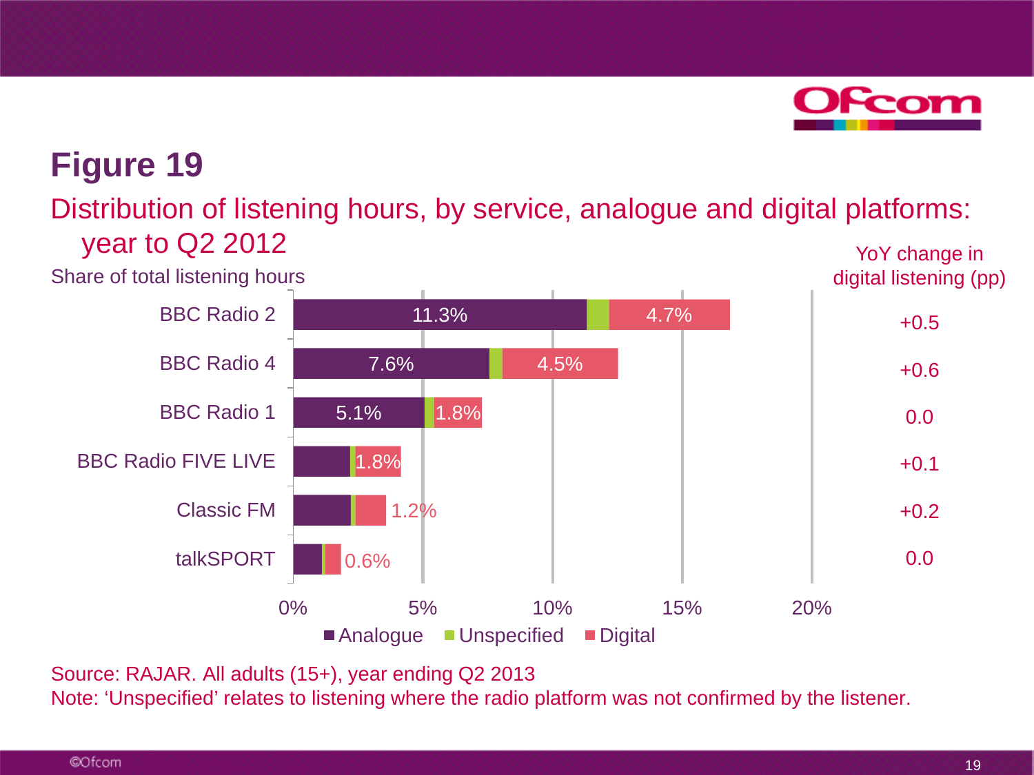# Figure 19

## Distribution of listening hours, by service, analogue and digital platforms: year to Q2 2012

Share of total listening hours

| Service | Analogue | Digital | YoY change in digital listening (pp) |
|---|---|---|---|
| BBC Radio 2 | 11.3% | 4.7% | +0.5 |
| BBC Radio 4 | 7.6% | 4.5% | +0.6 |
| BBC Radio 1 | 5.1% | 1.8% | 0.0 |
| BBC Radio FIVE LIVE | | 1.8% | +0.1 |
| Classic FM | | 1.2% | +0.2 |
| talkSPORT | | 0.6% | 0.0 |

Legend: Analogue, Unspecified, Digital

Source: RAJAR. All adults (15+), year ending Q2 2013

Note: 'Unspecified' relates to listening where the radio platform was not confirmed by the listener.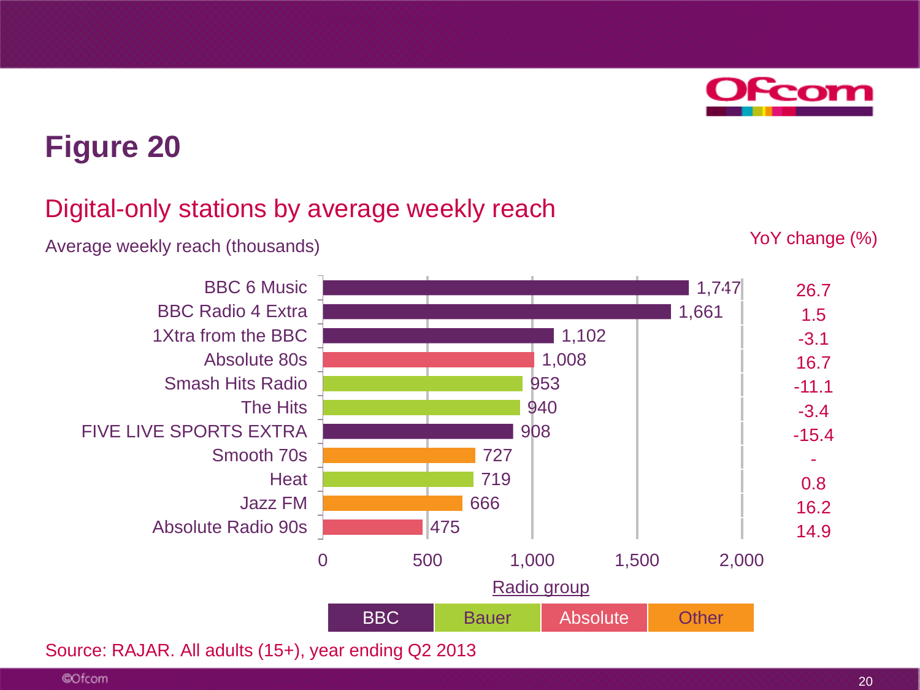# Figure 20

## Digital-only stations by average weekly reach

Average weekly reach (thousands)

| Station | Average weekly reach (thousands) | Radio group | YoY change (%) |
|---|---|---|---|
| BBC 6 Music | 1,747 | BBC | 26.7 |
| BBC Radio 4 Extra | 1,661 | BBC | 1.5 |
| 1Xtra from the BBC | 1,102 | BBC | -3.1 |
| Absolute 80s | 1,008 | Absolute | 16.7 |
| Smash Hits Radio | 953 | Bauer | -11.1 |
| The Hits | 940 | Bauer | -3.4 |
| FIVE LIVE SPORTS EXTRA | 908 | BBC | -15.4 |
| Smooth 70s | 727 | Other | - |
| Heat | 719 | Bauer | 0.8 |
| Jazz FM | 666 | Other | 16.2 |
| Absolute Radio 90s | 475 | Absolute | 14.9 |

Radio group: BBC, Bauer, Absolute, Other

Source: RAJAR. All adults (15+), year ending Q2 2013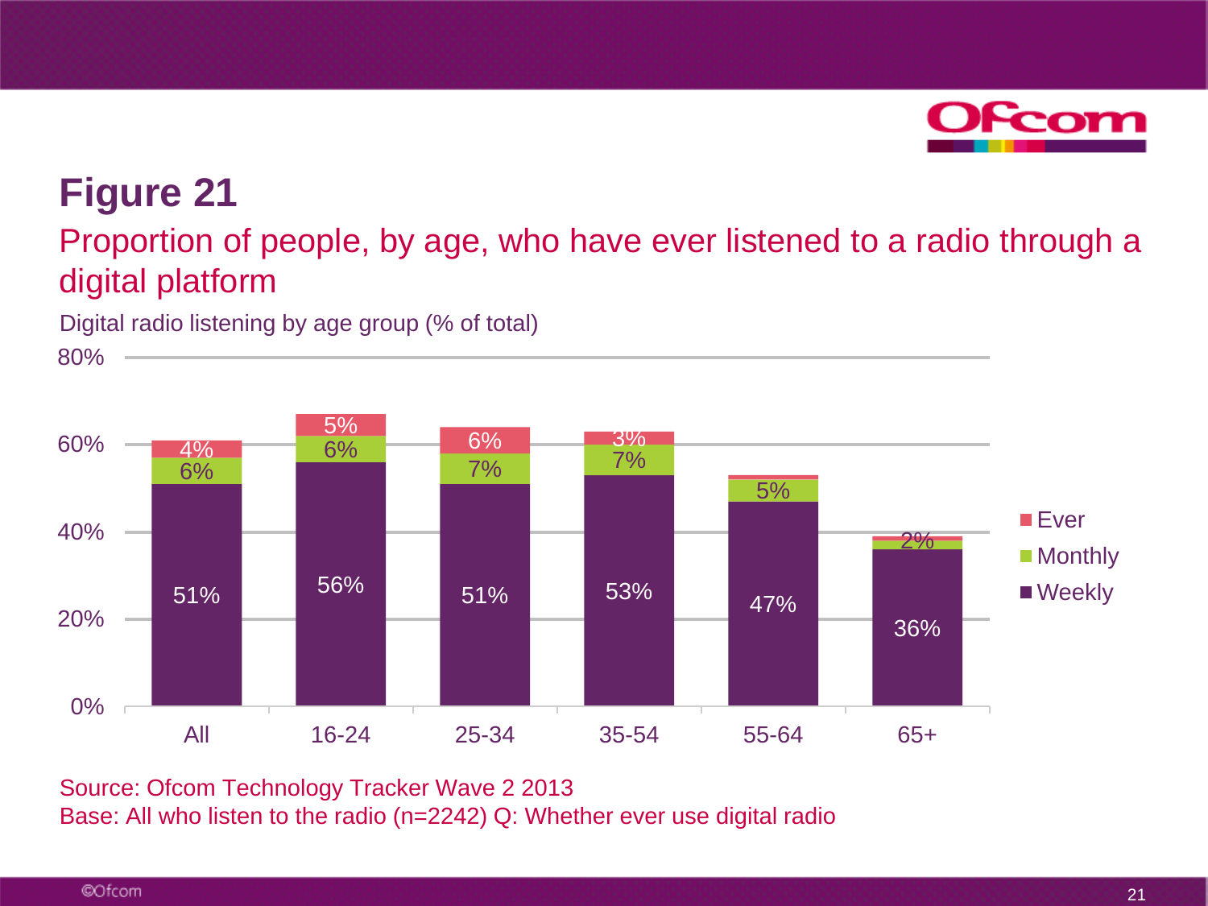# Figure 21

## Proportion of people, by age, who have ever listened to a radio through a digital platform

Digital radio listening by age group (% of total)

| | All | 16-24 | 25-34 | 35-54 | 55-64 | 65+ |
|---|---|---|---|---|---|---|
| Ever | 4% | 5% | 6% | 3% | | |
| Monthly | 6% | 6% | 7% | 7% | 5% | 2% |
| Weekly | 51% | 56% | 51% | 53% | 47% | 36% |

Source: Ofcom Technology Tracker Wave 2 2013
Base: All who listen to the radio (n=2242) Q: Whether ever use digital radio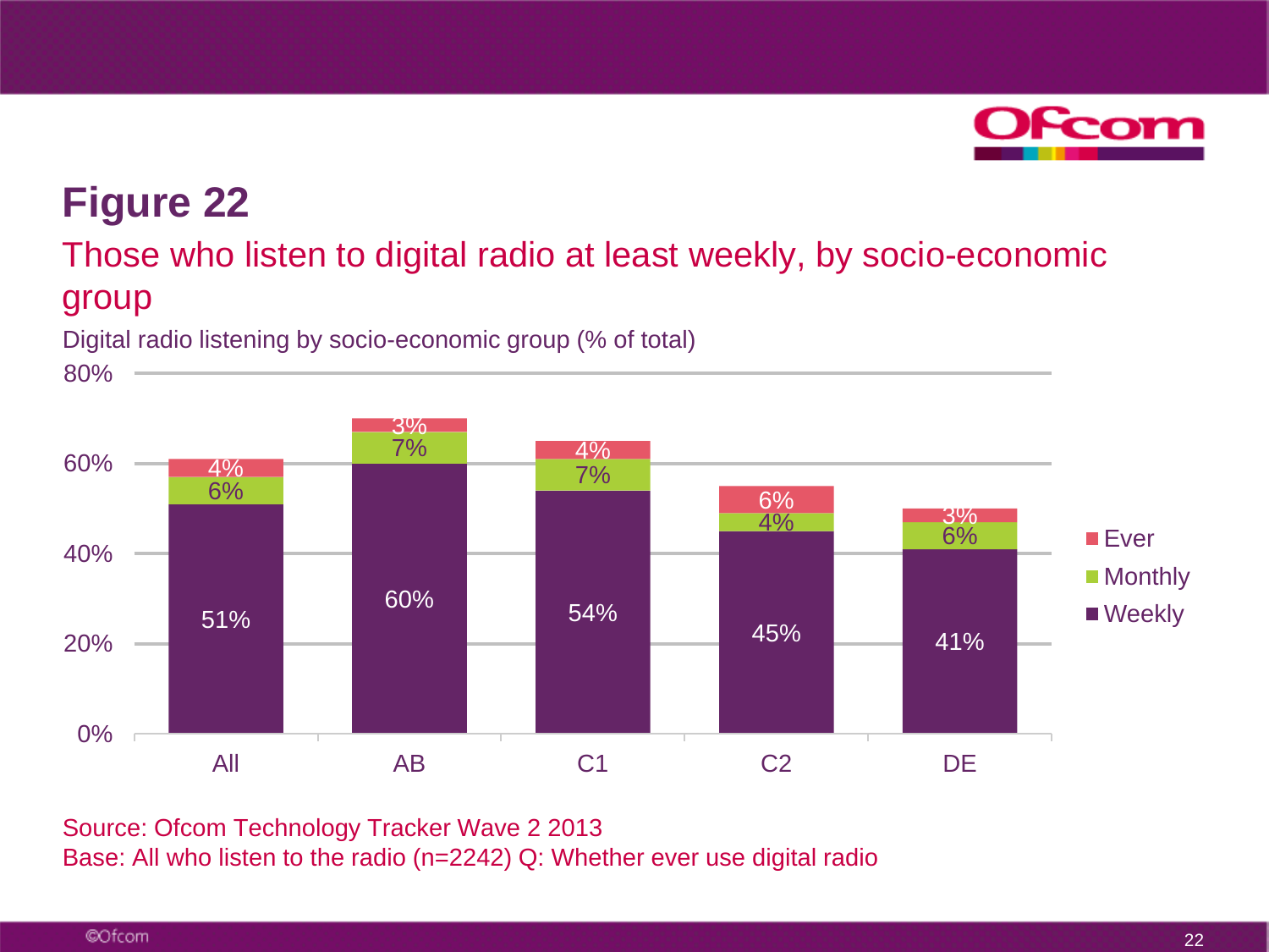# Figure 22

## Those who listen to digital radio at least weekly, by socio-economic group

Digital radio listening by socio-economic group (% of total)

| | All | AB | C1 | C2 | DE |
|---|---|---|---|---|---|
| Weekly | 51% | 60% | 54% | 45% | 41% |
| Monthly | 6% | 7% | 7% | 4% | 6% |
| Ever | 4% | 3% | 4% | 6% | 3% |

Source: Ofcom Technology Tracker Wave 2 2013
Base: All who listen to the radio (n=2242) Q: Whether ever use digital radio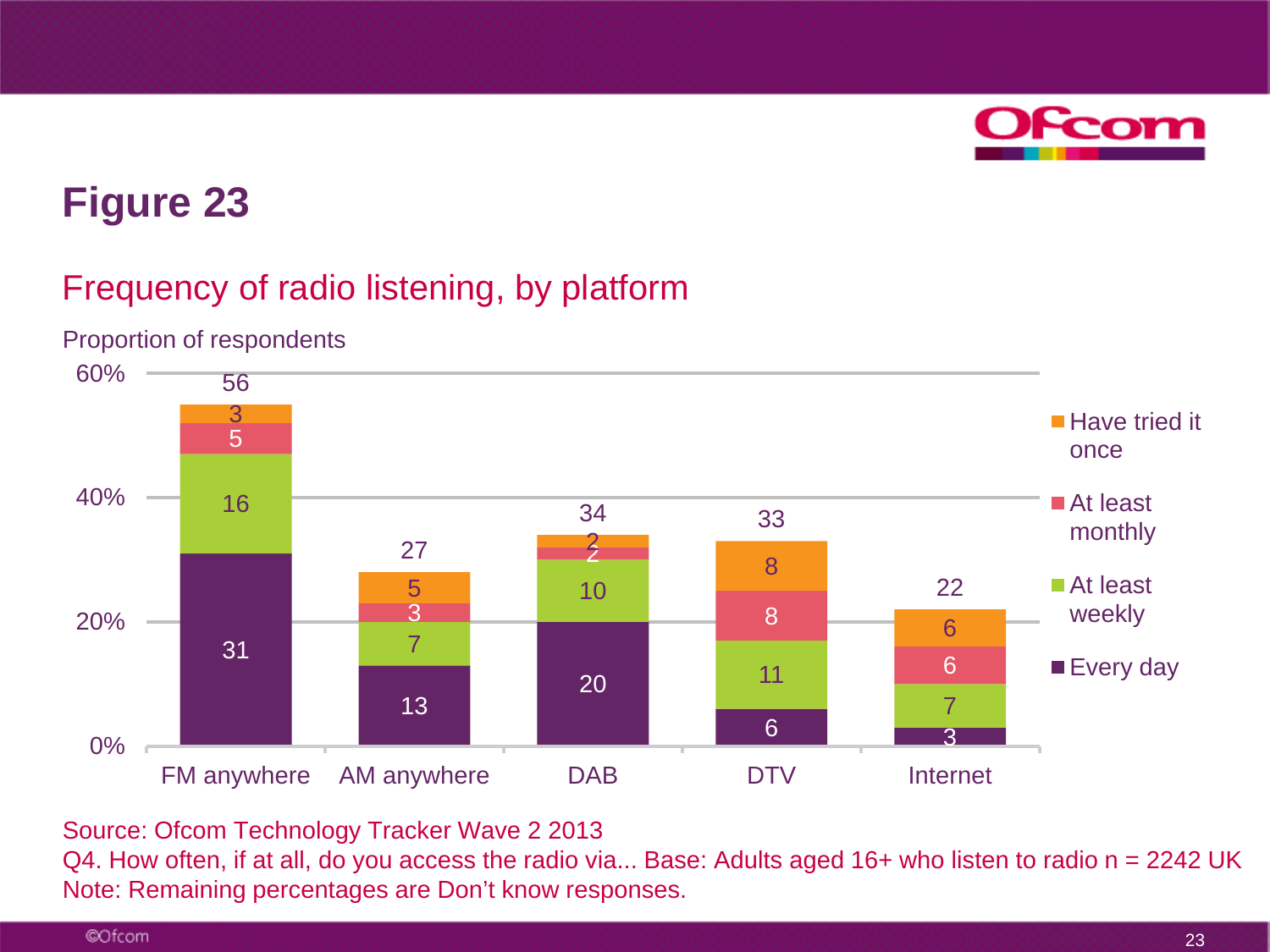# Figure 23

## Frequency of radio listening, by platform

Proportion of respondents

| | FM anywhere | AM anywhere | DAB | DTV | Internet |
|---|---|---|---|---|---|
| Have tried it once | 3 | 5 | 2 | 8 | 6 |
| At least monthly | 5 | 3 | 2 | 8 | 6 |
| At least weekly | 16 | 7 | 10 | 11 | 7 |
| Every day | 31 | 13 | 20 | 6 | 3 |
| Total | 56 | 27 | 34 | 33 | 22 |

Source: Ofcom Technology Tracker Wave 2 2013
Q4. How often, if at all, do you access the radio via... Base: Adults aged 16+ who listen to radio n = 2242 UK
Note: Remaining percentages are Don't know responses.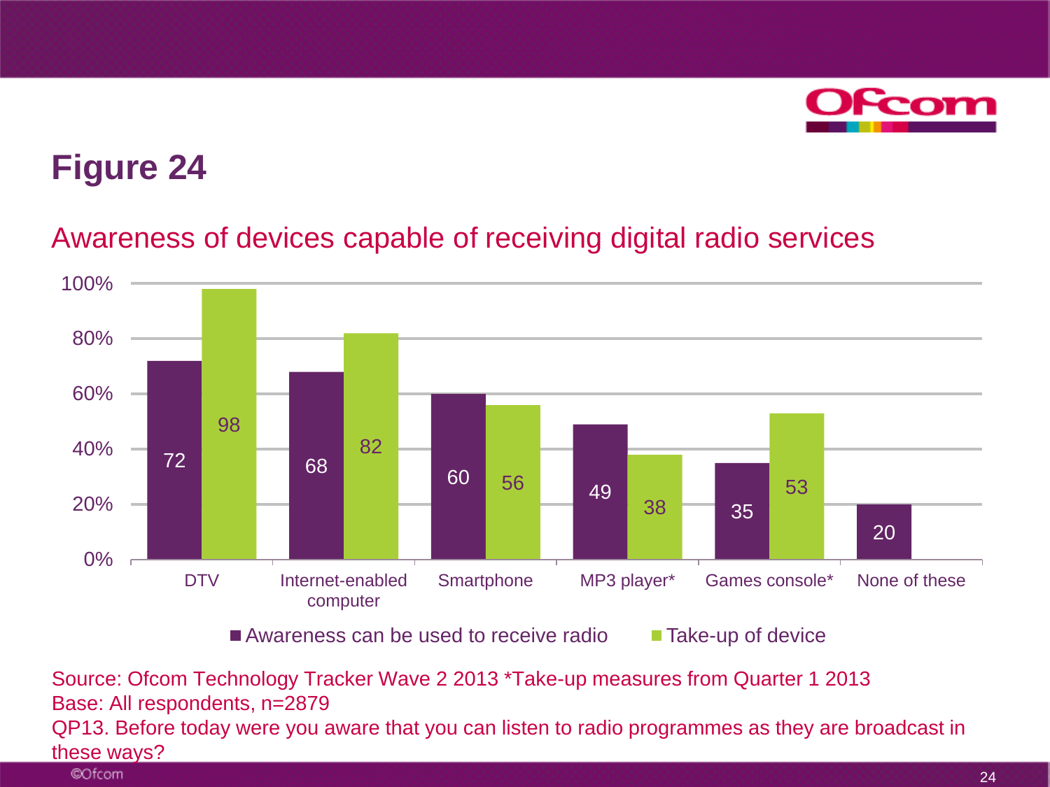# Figure 24

## Awareness of devices capable of receiving digital radio services

| | Awareness can be used to receive radio | Take-up of device |
|---|---|---|
| DTV | 72 | 98 |
| Internet-enabled computer | 68 | 82 |
| Smartphone | 60 | 56 |
| MP3 player* | 49 | 38 |
| Games console* | 35 | 53 |
| None of these | 20 | |

Source: Ofcom Technology Tracker Wave 2 2013 *Take-up measures from Quarter 1 2013
Base: All respondents, n=2879
QP13. Before today were you aware that you can listen to radio programmes as they are broadcast in these ways?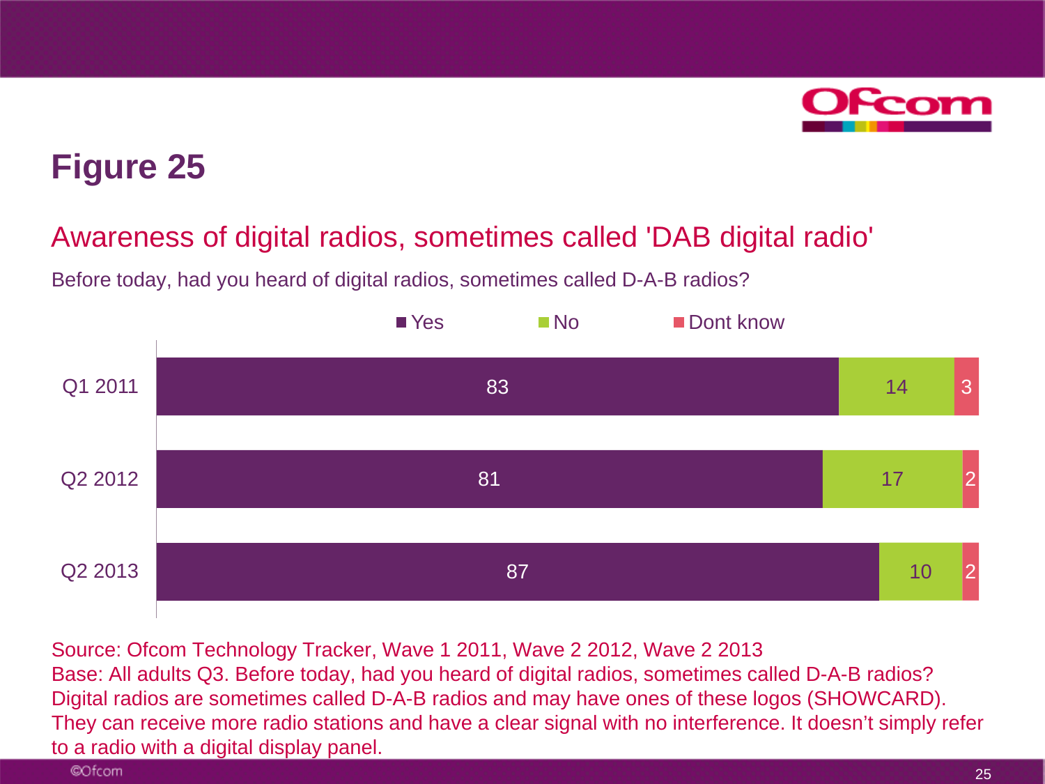# Figure 25

## Awareness of digital radios, sometimes called 'DAB digital radio'

Before today, had you heard of digital radios, sometimes called D-A-B radios?

| | Yes | No | Dont know |
|---|---|---|---|
| Q1 2011 | 83 | 14 | 3 |
| Q2 2012 | 81 | 17 | 2 |
| Q2 2013 | 87 | 10 | 2 |

Source: Ofcom Technology Tracker, Wave 1 2011, Wave 2 2012, Wave 2 2013
Base: All adults Q3. Before today, had you heard of digital radios, sometimes called D-A-B radios? Digital radios are sometimes called D-A-B radios and may have ones of these logos (SHOWCARD). They can receive more radio stations and have a clear signal with no interference. It doesn't simply refer to a radio with a digital display panel.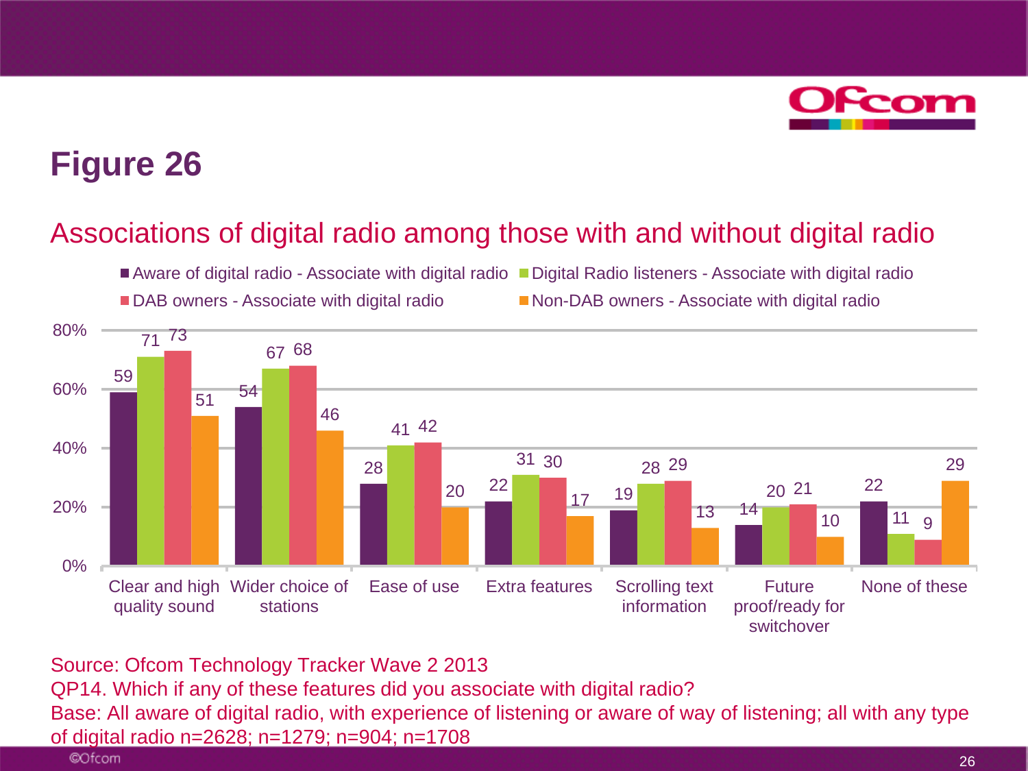# Figure 26

## Associations of digital radio among those with and without digital radio

| | Aware of digital radio - Associate with digital radio | Digital Radio listeners - Associate with digital radio | DAB owners - Associate with digital radio | Non-DAB owners - Associate with digital radio |
|---|---|---|---|---|
| Clear and high quality sound | 59 | 71 | 73 | 51 |
| Wider choice of stations | 54 | 67 | 68 | 46 |
| Ease of use | 28 | 41 | 42 | 20 |
| Extra features | 22 | 31 | 30 | 17 |
| Scrolling text information | 19 | 28 | 29 | 13 |
| Future proof/ready for switchover | 14 | 20 | 21 | 10 |
| None of these | 22 | 11 | 9 | 29 |

Source: Ofcom Technology Tracker Wave 2 2013

QP14. Which if any of these features did you associate with digital radio?

Base: All aware of digital radio, with experience of listening or aware of way of listening; all with any type of digital radio n=2628; n=1279; n=904; n=1708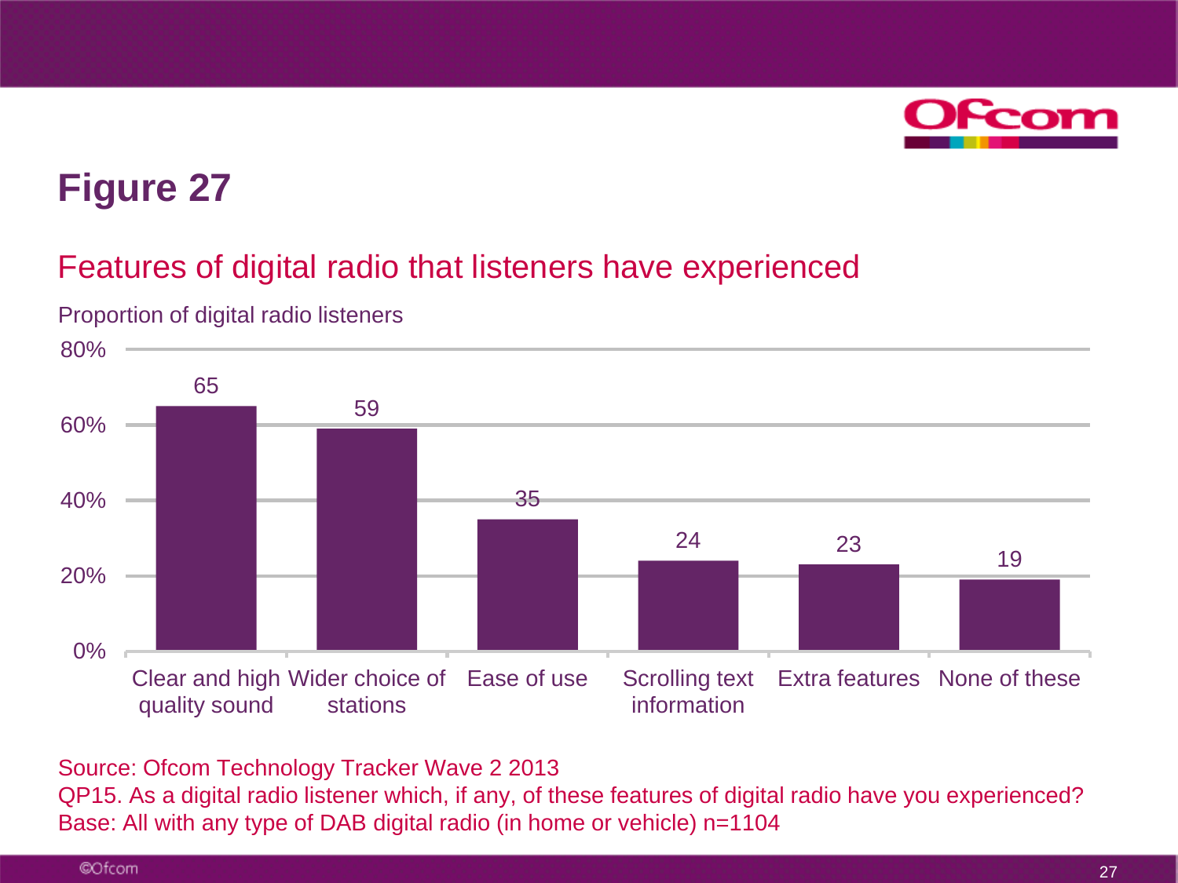# Figure 27

## Features of digital radio that listeners have experienced

Proportion of digital radio listeners

| Feature | % |
| --- | --- |
| Clear and high quality sound | 65 |
| Wider choice of stations | 59 |
| Ease of use | 35 |
| Scrolling text information | 24 |
| Extra features | 23 |
| None of these | 19 |

Source: Ofcom Technology Tracker Wave 2 2013
QP15. As a digital radio listener which, if any, of these features of digital radio have you experienced?
Base: All with any type of DAB digital radio (in home or vehicle) n=1104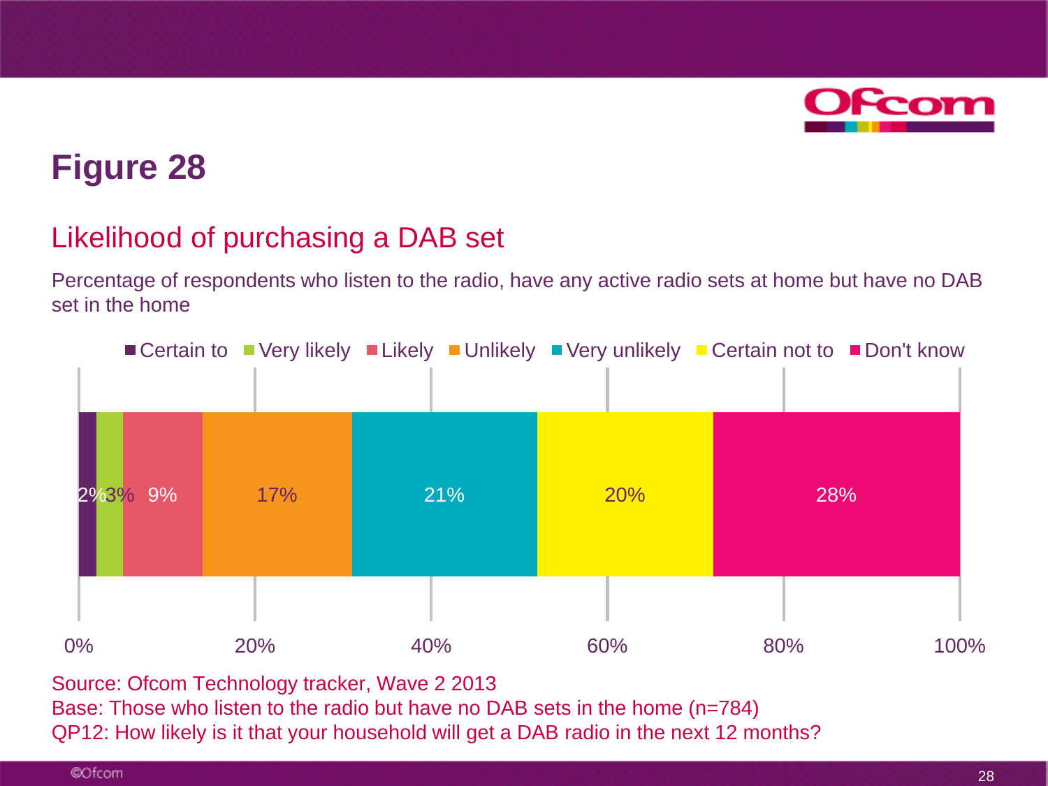# Figure 28

## Likelihood of purchasing a DAB set

Percentage of respondents who listen to the radio, have any active radio sets at home but have no DAB set in the home

| Certain to | Very likely | Likely | Unlikely | Very unlikely | Certain not to | Don't know |
|---|---|---|---|---|---|---|
| 2% | 3% | 9% | 17% | 21% | 20% | 28% |

Source: Ofcom Technology tracker, Wave 2 2013
Base: Those who listen to the radio but have no DAB sets in the home (n=784)
QP12: How likely is it that your household will get a DAB radio in the next 12 months?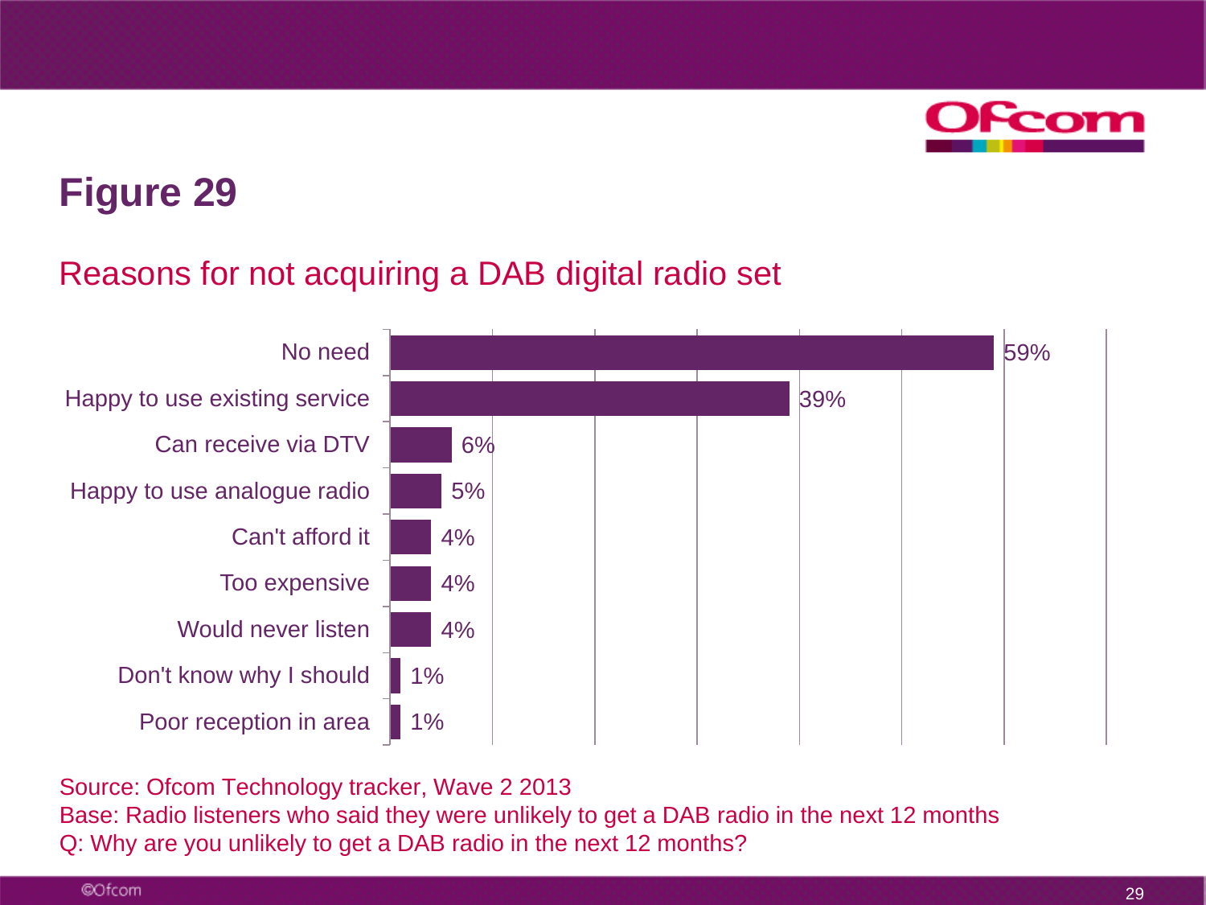# Figure 29

## Reasons for not acquiring a DAB digital radio set

No need 59%
Happy to use existing service 39%
Can receive via DTV 6%
Happy to use analogue radio 5%
Can't afford it 4%
Too expensive 4%
Would never listen 4%
Don't know why I should 1%
Poor reception in area 1%

Source: Ofcom Technology tracker, Wave 2 2013
Base: Radio listeners who said they were unlikely to get a DAB radio in the next 12 months
Q: Why are you unlikely to get a DAB radio in the next 12 months?